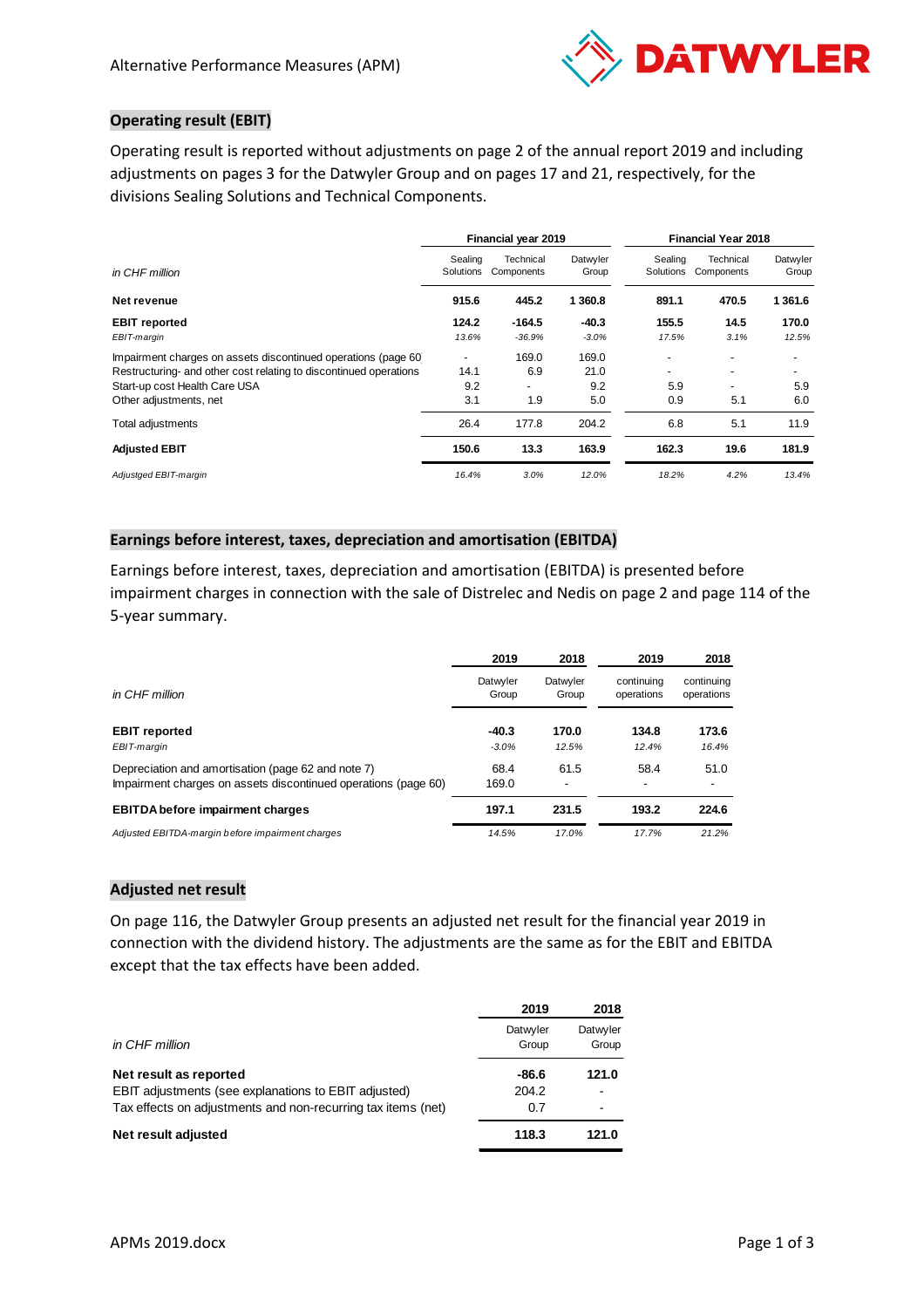## Operating result (EBIT)

Operating result is reported without adjustments on page 2 of the annual report 2019 and including adjustments on pages 3 for the Datwyler Group and on pages 17 and 21, respectively, for the divisions Sealing Solutions and Technical Components.

| in CHF million | Financial year 2019 | | | Financial Year 2018 | | |
|---|---|---|---|---|---|---|
| | Sealing Solutions | Technical Components | Datwyler Group | Sealing Solutions | Technical Components | Datwyler Group |
| **Net revenue** | **915.6** | **445.2** | **1 360.8** | **891.1** | **470.5** | **1 361.6** |
| **EBIT reported** | **124.2** | **-164.5** | **-40.3** | **155.5** | **14.5** | **170.0** |
| *EBIT-margin* | *13.6%* | *-36.9%* | *-3.0%* | *17.5%* | *3.1%* | *12.5%* |
| Impairment charges on assets discontinued operations (page 60 | - | 169.0 | 169.0 | - | - | - |
| Restructuring- and other cost relating to discontinued operations | 14.1 | 6.9 | 21.0 | - | - | - |
| Start-up cost Health Care USA | 9.2 | - | 9.2 | 5.9 | - | 5.9 |
| Other adjustments, net | 3.1 | 1.9 | 5.0 | 0.9 | 5.1 | 6.0 |
| Total adjustments | 26.4 | 177.8 | 204.2 | 6.8 | 5.1 | 11.9 |
| **Adjusted EBIT** | **150.6** | **13.3** | **163.9** | **162.3** | **19.6** | **181.9** |
| *Adjustged EBIT-margin* | *16.4%* | *3.0%* | *12.0%* | *18.2%* | *4.2%* | *13.4%* |

## Earnings before interest, taxes, depreciation and amortisation (EBITDA)

Earnings before interest, taxes, depreciation and amortisation (EBITDA) is presented before impairment charges in connection with the sale of Distrelec and Nedis on page 2 and page 114 of the 5-year summary.

| in CHF million | 2019<br>Datwyler Group | 2018<br>Datwyler Group | 2019<br>continuing operations | 2018<br>continuing operations |
|---|---|---|---|---|
| **EBIT reported** | **-40.3** | **170.0** | **134.8** | **173.6** |
| *EBIT-margin* | *-3.0%* | *12.5%* | *12.4%* | *16.4%* |
| Depreciation and amortisation (page 62 and note 7) | 68.4 | 61.5 | 58.4 | 51.0 |
| Impairment charges on assets discontinued operations (page 60) | 169.0 | - | - | - |
| **EBITDA before impairment charges** | **197.1** | **231.5** | **193.2** | **224.6** |
| *Adjusted EBITDA-margin before impairment charges* | *14.5%* | *17.0%* | *17.7%* | *21.2%* |

## Adjusted net result

On page 116, the Datwyler Group presents an adjusted net result for the financial year 2019 in connection with the dividend history. The adjustments are the same as for the EBIT and EBITDA except that the tax effects have been added.

| in CHF million | 2019<br>Datwyler Group | 2018<br>Datwyler Group |
|---|---|---|
| **Net result as reported** | **-86.6** | **121.0** |
| EBIT adjustments (see explanations to EBIT adjusted) | 204.2 | - |
| Tax effects on adjustments and non-recurring tax items (net) | 0.7 | - |
| **Net result adjusted** | **118.3** | **121.0** |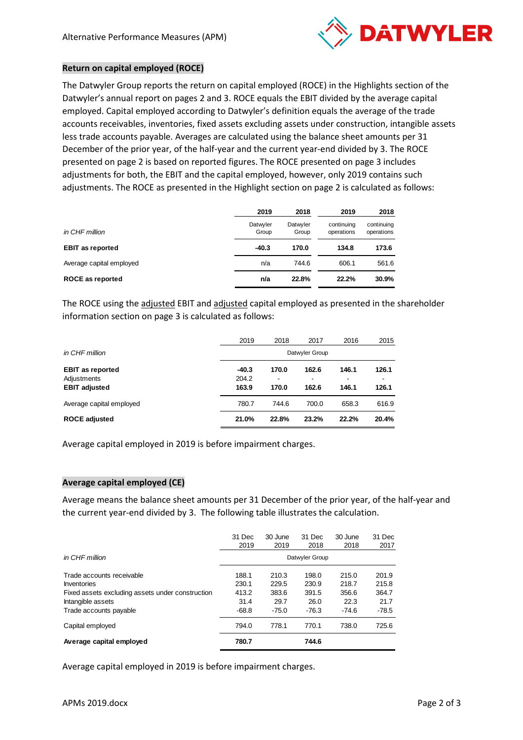## Return on capital employed (ROCE)

The Datwyler Group reports the return on capital employed (ROCE) in the Highlights section of the Datwyler's annual report on pages 2 and 3. ROCE equals the EBIT divided by the average capital employed. Capital employed according to Datwyler's definition equals the average of the trade accounts receivables, inventories, fixed assets excluding assets under construction, intangible assets less trade accounts payable. Averages are calculated using the balance sheet amounts per 31 December of the prior year, of the half-year and the current year-end divided by 3. The ROCE presented on page 2 is based on reported figures. The ROCE presented on page 3 includes adjustments for both, the EBIT and the capital employed, however, only 2019 contains such adjustments. The ROCE as presented in the Highlight section on page 2 is calculated as follows:

| *in CHF million* | 2019<br>Datwyler Group | 2018<br>Datwyler Group | 2019<br>continuing operations | 2018<br>continuing operations |
|---|---|---|---|---|
| **EBIT as reported** | **-40.3** | **170.0** | **134.8** | **173.6** |
| Average capital employed | n/a | 744.6 | 606.1 | 561.6 |
| **ROCE as reported** | **n/a** | **22.8%** | **22.2%** | **30.9%** |

The ROCE using the adjusted EBIT and adjusted capital employed as presented in the shareholder information section on page 3 is calculated as follows:

| | 2019 | 2018 | 2017 | 2016 | 2015 |
|---|---|---|---|---|---|
| *in CHF million* | Datwyler Group | | | | |
| **EBIT as reported** | **-40.3** | **170.0** | **162.6** | **146.1** | **126.1** |
| Adjustments | 204.2 | - | - | - | - |
| **EBIT adjusted** | **163.9** | **170.0** | **162.6** | **146.1** | **126.1** |
| Average capital employed | 780.7 | 744.6 | 700.0 | 658.3 | 616.9 |
| **ROCE adjusted** | **21.0%** | **22.8%** | **23.2%** | **22.2%** | **20.4%** |

Average capital employed in 2019 is before impairment charges.

## Average capital employed (CE)

Average means the balance sheet amounts per 31 December of the prior year, of the half-year and the current year-end divided by 3. The following table illustrates the calculation.

| | 31 Dec 2019 | 30 June 2019 | 31 Dec 2018 | 30 June 2018 | 31 Dec 2017 |
|---|---|---|---|---|---|
| *in CHF million* | Datwyler Group | | | | |
| Trade accounts receivable | 188.1 | 210.3 | 198.0 | 215.0 | 201.9 |
| Inventories | 230.1 | 229.5 | 230.9 | 218.7 | 215.8 |
| Fixed assets excluding assets under construction | 413.2 | 383.6 | 391.5 | 356.6 | 364.7 |
| Intangible assets | 31.4 | 29.7 | 26.0 | 22.3 | 21.7 |
| Trade accounts payable | -68.8 | -75.0 | -76.3 | -74.6 | -78.5 |
| Capital employed | 794.0 | 778.1 | 770.1 | 738.0 | 725.6 |
| **Average capital employed** | **780.7** | | **744.6** | | |

Average capital employed in 2019 is before impairment charges.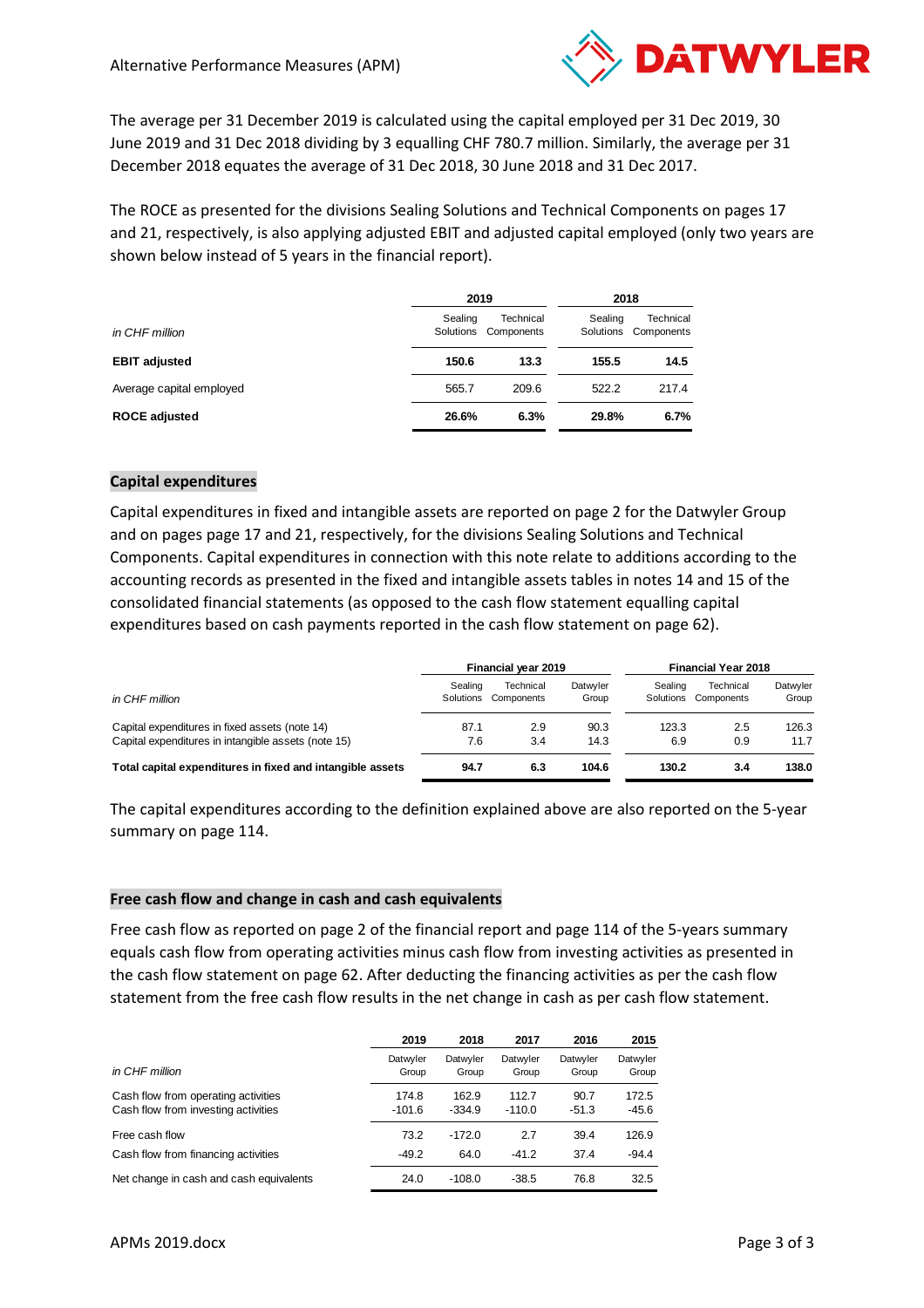The average per 31 December 2019 is calculated using the capital employed per 31 Dec 2019, 30 June 2019 and 31 Dec 2018 dividing by 3 equalling CHF 780.7 million. Similarly, the average per 31 December 2018 equates the average of 31 Dec 2018, 30 June 2018 and 31 Dec 2017.

The ROCE as presented for the divisions Sealing Solutions and Technical Components on pages 17 and 21, respectively, is also applying adjusted EBIT and adjusted capital employed (only two years are shown below instead of 5 years in the financial report).

| | 2019 | | 2018 | |
|---|---|---|---|---|
| *in CHF million* | Sealing Solutions | Technical Components | Sealing Solutions | Technical Components |
| **EBIT adjusted** | **150.6** | **13.3** | **155.5** | **14.5** |
| Average capital employed | 565.7 | 209.6 | 522.2 | 217.4 |
| **ROCE adjusted** | **26.6%** | **6.3%** | **29.8%** | **6.7%** |

## Capital expenditures

Capital expenditures in fixed and intangible assets are reported on page 2 for the Datwyler Group and on pages page 17 and 21, respectively, for the divisions Sealing Solutions and Technical Components. Capital expenditures in connection with this note relate to additions according to the accounting records as presented in the fixed and intangible assets tables in notes 14 and 15 of the consolidated financial statements (as opposed to the cash flow statement equalling capital expenditures based on cash payments reported in the cash flow statement on page 62).

| | Financial year 2019 | | | Financial Year 2018 | | |
|---|---|---|---|---|---|---|
| *in CHF million* | Sealing Solutions | Technical Components | Datwyler Group | Sealing Solutions | Technical Components | Datwyler Group |
| Capital expenditures in fixed assets (note 14) | 87.1 | 2.9 | 90.3 | 123.3 | 2.5 | 126.3 |
| Capital expenditures in intangible assets (note 15) | 7.6 | 3.4 | 14.3 | 6.9 | 0.9 | 11.7 |
| **Total capital expenditures in fixed and intangible assets** | **94.7** | **6.3** | **104.6** | **130.2** | **3.4** | **138.0** |

The capital expenditures according to the definition explained above are also reported on the 5-year summary on page 114.

## Free cash flow and change in cash and cash equivalents

Free cash flow as reported on page 2 of the financial report and page 114 of the 5-years summary equals cash flow from operating activities minus cash flow from investing activities as presented in the cash flow statement on page 62. After deducting the financing activities as per the cash flow statement from the free cash flow results in the net change in cash as per cash flow statement.

| | 2019 | 2018 | 2017 | 2016 | 2015 |
|---|---|---|---|---|---|
| *in CHF million* | Datwyler Group | Datwyler Group | Datwyler Group | Datwyler Group | Datwyler Group |
| Cash flow from operating activities | 174.8 | 162.9 | 112.7 | 90.7 | 172.5 |
| Cash flow from investing activities | -101.6 | -334.9 | -110.0 | -51.3 | -45.6 |
| Free cash flow | 73.2 | -172.0 | 2.7 | 39.4 | 126.9 |
| Cash flow from financing activities | -49.2 | 64.0 | -41.2 | 37.4 | -94.4 |
| Net change in cash and cash equivalents | 24.0 | -108.0 | -38.5 | 76.8 | 32.5 |